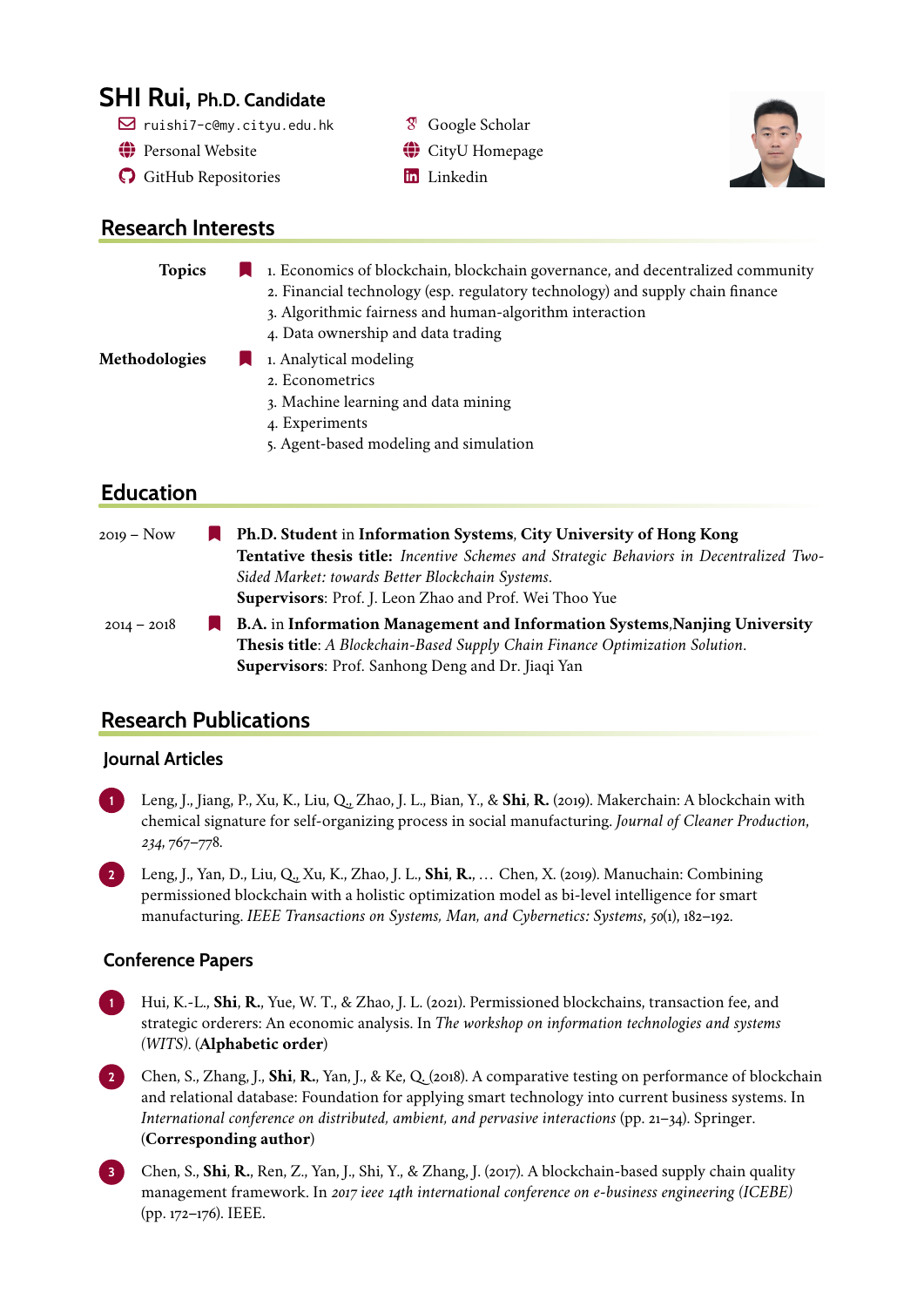# SHI Rui, Ph.D. Candidate

ruishi7-c@my.cityu.edu.hk
Personal Website
GitHub Repositories
Google Scholar
CityU Homepage
Linkedin

## Research Interests

**Topics**
1. Economics of blockchain, blockchain governance, and decentralized community
2. Financial technology (esp. regulatory technology) and supply chain finance
3. Algorithmic fairness and human-algorithm interaction
4. Data ownership and data trading

**Methodologies**
1. Analytical modeling
2. Econometrics
3. Machine learning and data mining
4. Experiments
5. Agent-based modeling and simulation

## Education

2019 – Now — **Ph.D. Student** in **Information Systems**, **City University of Hong Kong**
**Tentative thesis title:** *Incentive Schemes and Strategic Behaviors in Decentralized Two-Sided Market: towards Better Blockchain Systems*.
**Supervisors**: Prof. J. Leon Zhao and Prof. Wei Thoo Yue

2014 – 2018 — **B.A.** in **Information Management and Information Systems**,**Nanjing University**
**Thesis title**: *A Blockchain-Based Supply Chain Finance Optimization Solution*.
**Supervisors**: Prof. Sanhong Deng and Dr. Jiaqi Yan

## Research Publications

### Journal Articles

1. Leng, J., Jiang, P., Xu, K., Liu, Q., Zhao, J. L., Bian, Y., & **Shi**, **R.** (2019). Makerchain: A blockchain with chemical signature for self-organizing process in social manufacturing. *Journal of Cleaner Production, 234*, 767–778.

2. Leng, J., Yan, D., Liu, Q., Xu, K., Zhao, J. L., **Shi**, **R.**, ... Chen, X. (2019). Manuchain: Combining permissioned blockchain with a holistic optimization model as bi-level intelligence for smart manufacturing. *IEEE Transactions on Systems, Man, and Cybernetics: Systems*, *50*(1), 182–192.

### Conference Papers

1. Hui, K.-L., **Shi**, **R.**, Yue, W. T., & Zhao, J. L. (2021). Permissioned blockchains, transaction fee, and strategic orderers: An economic analysis. In *The workshop on information technologies and systems (WITS)*. (**Alphabetic order**)

2. Chen, S., Zhang, J., **Shi**, **R.**, Yan, J., & Ke, Q. (2018). A comparative testing on performance of blockchain and relational database: Foundation for applying smart technology into current business systems. In *International conference on distributed, ambient, and pervasive interactions* (pp. 21–34). Springer. (**Corresponding author**)

3. Chen, S., **Shi**, **R.**, Ren, Z., Yan, J., Shi, Y., & Zhang, J. (2017). A blockchain-based supply chain quality management framework. In *2017 ieee 14th international conference on e-business engineering (ICEBE)* (pp. 172–176). IEEE.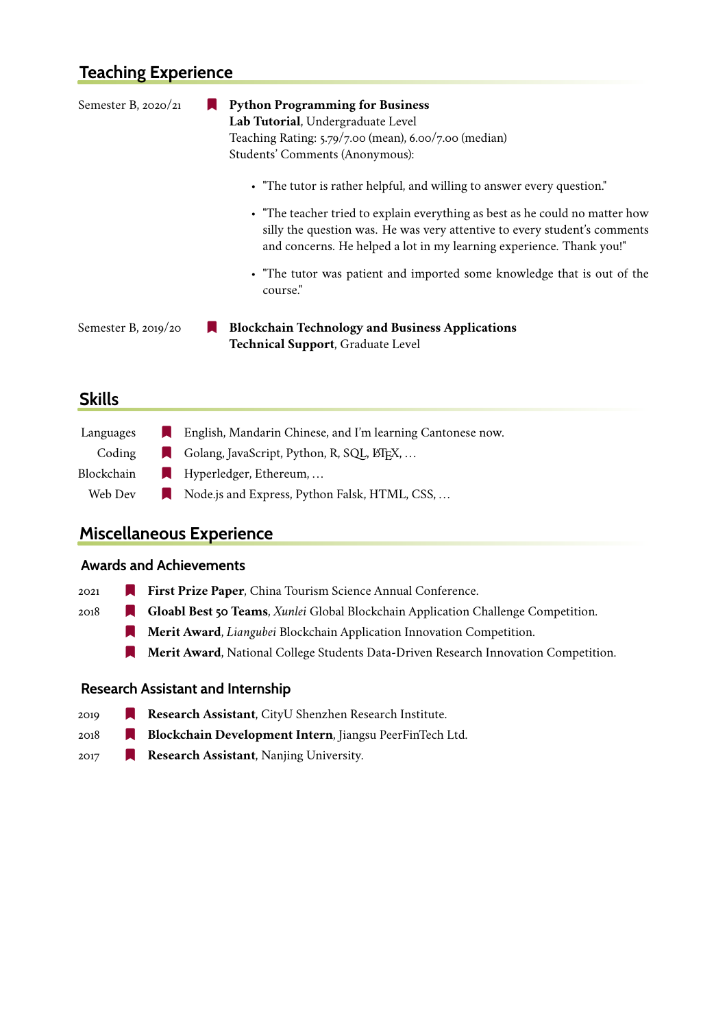## Teaching Experience

Semester B, 2020/21

**Python Programming for Business**
**Lab Tutorial**, Undergraduate Level
Teaching Rating: 5.79/7.00 (mean), 6.00/7.00 (median)
Students' Comments (Anonymous):

- "The tutor is rather helpful, and willing to answer every question."
- "The teacher tried to explain everything as best as he could no matter how silly the question was. He was very attentive to every student's comments and concerns. He helped a lot in my learning experience. Thank you!"
- "The tutor was patient and imported some knowledge that is out of the course."

Semester B, 2019/20

**Blockchain Technology and Business Applications**
**Technical Support**, Graduate Level

## Skills

| | |
|---|---|
| Languages | English, Mandarin Chinese, and I'm learning Cantonese now. |
| Coding | Golang, JavaScript, Python, R, SQL, LaTeX, … |
| Blockchain | Hyperledger, Ethereum, … |
| Web Dev | Node.js and Express, Python Falsk, HTML, CSS, … |

## Miscellaneous Experience

### Awards and Achievements

- 2021 — **First Prize Paper**, China Tourism Science Annual Conference.
- 2018 — **Gloabl Best 50 Teams**, *Xunlei* Global Blockchain Application Challenge Competition.
- **Merit Award**, *Liangubei* Blockchain Application Innovation Competition.
- **Merit Award**, National College Students Data-Driven Research Innovation Competition.

### Research Assistant and Internship

- 2019 — **Research Assistant**, CityU Shenzhen Research Institute.
- 2018 — **Blockchain Development Intern**, Jiangsu PeerFinTech Ltd.
- 2017 — **Research Assistant**, Nanjing University.